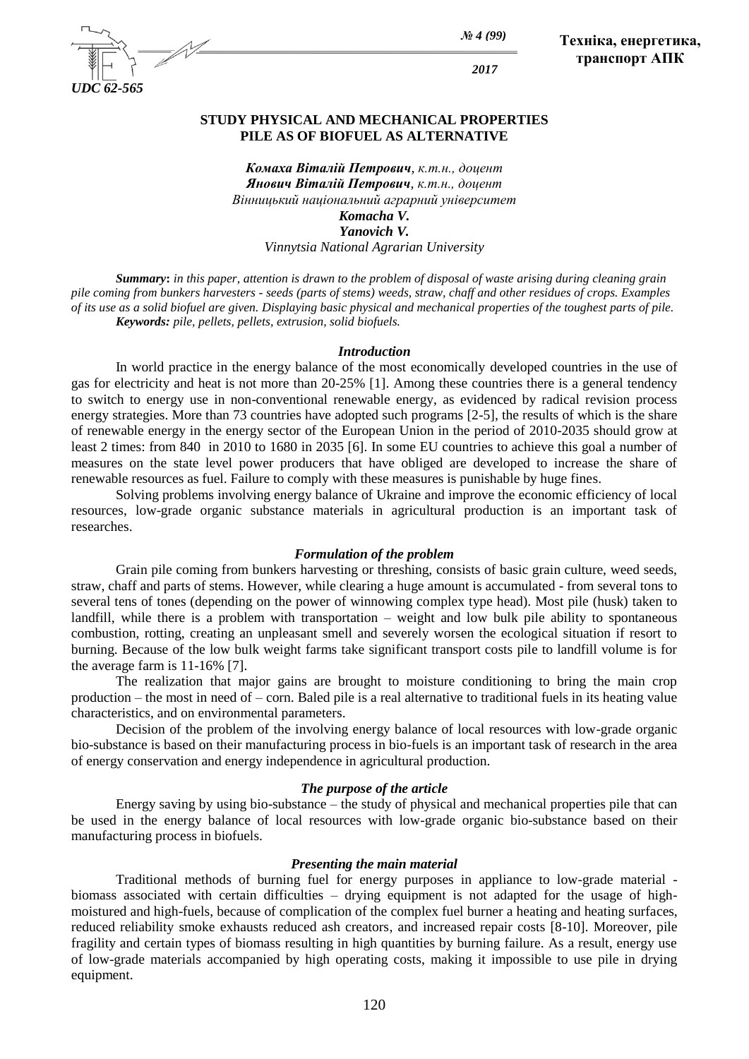UDC 62-565

## STUDY PHYSICAL AND MECHANICAL PROPERTIES PILE AS OF BIOFUEL AS ALTERNATIVE

***Комаха Віталій Петрович**, к.т.н., доцент*
***Янович Віталій Петрович**, к.т.н., доцент*
*Вінницький національний аграрний університет*
***Komacha V.***
***Yanovich V.***
*Vinnytsia National Agrarian University*

***Summary**: in this paper, attention is drawn to the problem of disposal of waste arising during cleaning grain pile coming from bunkers harvesters - seeds (parts of stems) weeds, straw, chaff and other residues of crops. Examples of its use as a solid biofuel are given. Displaying basic physical and mechanical properties of the toughest parts of pile.*
***Keywords:** pile, pellets, pellets, extrusion, solid biofuels.*

### *Introduction*

In world practice in the energy balance of the most economically developed countries in the use of gas for electricity and heat is not more than 20-25% [1]. Among these countries there is a general tendency to switch to energy use in non-conventional renewable energy, as evidenced by radical revision process energy strategies. More than 73 countries have adopted such programs [2-5], the results of which is the share of renewable energy in the energy sector of the European Union in the period of 2010-2035 should grow at least 2 times: from 840 in 2010 to 1680 in 2035 [6]. In some EU countries to achieve this goal a number of measures on the state level power producers that have obliged are developed to increase the share of renewable resources as fuel. Failure to comply with these measures is punishable by huge fines.

Solving problems involving energy balance of Ukraine and improve the economic efficiency of local resources, low-grade organic substance materials in agricultural production is an important task of researches.

### *Formulation of the problem*

Grain pile coming from bunkers harvesting or threshing, consists of basic grain culture, weed seeds, straw, chaff and parts of stems. However, while clearing a huge amount is accumulated - from several tons to several tens of tones (depending on the power of winnowing complex type head). Most pile (husk) taken to landfill, while there is a problem with transportation – weight and low bulk pile ability to spontaneous combustion, rotting, creating an unpleasant smell and severely worsen the ecological situation if resort to burning. Because of the low bulk weight farms take significant transport costs pile to landfill volume is for the average farm is 11-16% [7].

The realization that major gains are brought to moisture conditioning to bring the main crop production – the most in need of – corn. Baled pile is a real alternative to traditional fuels in its heating value characteristics, and on environmental parameters.

Decision of the problem of the involving energy balance of local resources with low-grade organic bio-substance is based on their manufacturing process in bio-fuels is an important task of research in the area of energy conservation and energy independence in agricultural production.

### *The purpose of the article*

Energy saving by using bio-substance – the study of physical and mechanical properties pile that can be used in the energy balance of local resources with low-grade organic bio-substance based on their manufacturing process in biofuels.

### *Presenting the main material*

Traditional methods of burning fuel for energy purposes in appliance to low-grade material - biomass associated with certain difficulties – drying equipment is not adapted for the usage of high-moistured and high-fuels, because of complication of the complex fuel burner a heating and heating surfaces, reduced reliability smoke exhausts reduced ash creators, and increased repair costs [8-10]. Moreover, pile fragility and certain types of biomass resulting in high quantities by burning failure. As a result, energy use of low-grade materials accompanied by high operating costs, making it impossible to use pile in drying equipment.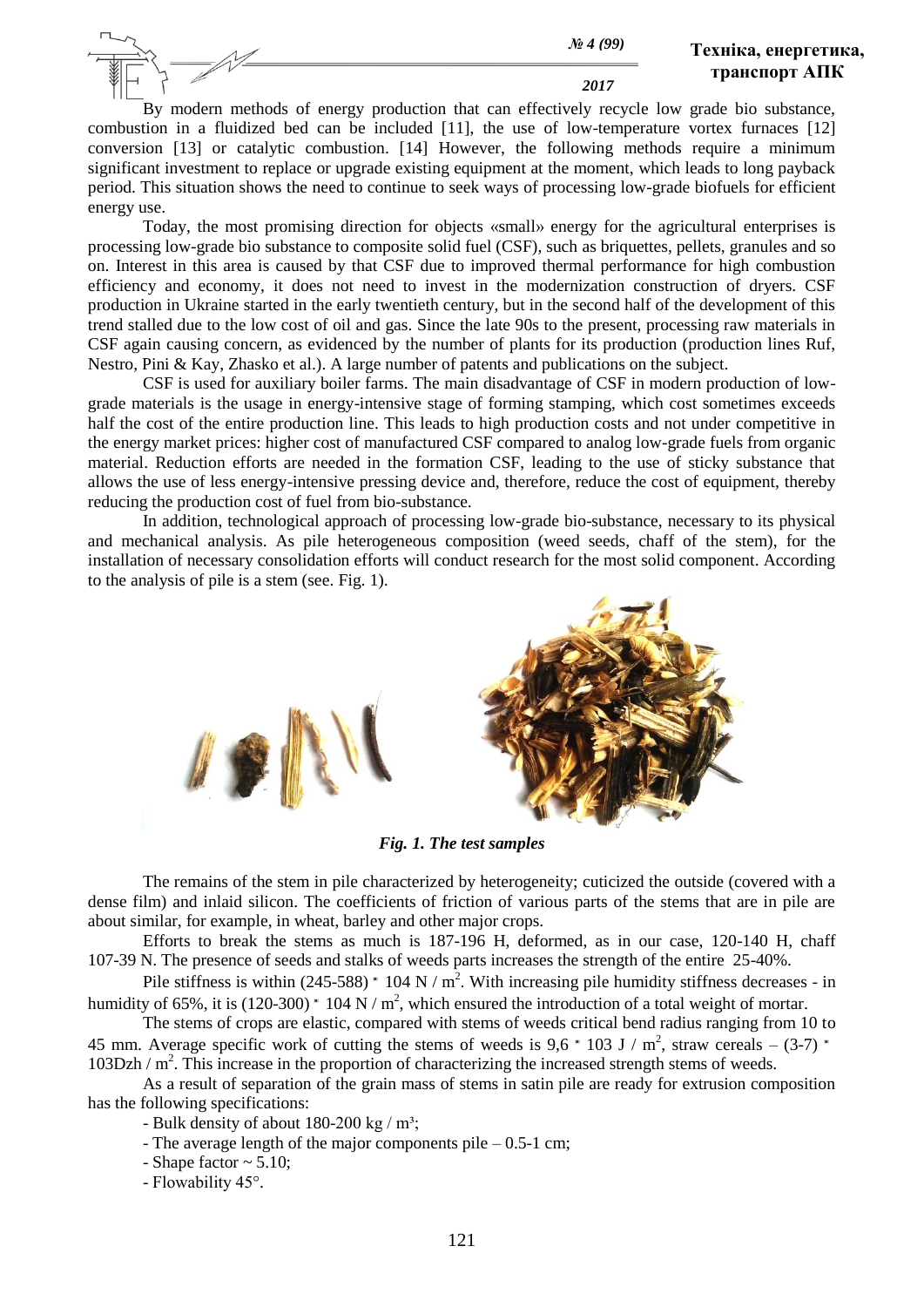By modern methods of energy production that can effectively recycle low grade bio substance, combustion in a fluidized bed can be included [11], the use of low-temperature vortex furnaces [12] conversion [13] or catalytic combustion. [14] However, the following methods require a minimum significant investment to replace or upgrade existing equipment at the moment, which leads to long payback period. This situation shows the need to continue to seek ways of processing low-grade biofuels for efficient energy use.

Today, the most promising direction for objects «small» energy for the agricultural enterprises is processing low-grade bio substance to composite solid fuel (CSF), such as briquettes, pellets, granules and so on. Interest in this area is caused by that CSF due to improved thermal performance for high combustion efficiency and economy, it does not need to invest in the modernization construction of dryers. CSF production in Ukraine started in the early twentieth century, but in the second half of the development of this trend stalled due to the low cost of oil and gas. Since the late 90s to the present, processing raw materials in CSF again causing concern, as evidenced by the number of plants for its production (production lines Ruf, Nestro, Pini & Kay, Zhasko et al.). A large number of patents and publications on the subject.

CSF is used for auxiliary boiler farms. The main disadvantage of CSF in modern production of low-grade materials is the usage in energy-intensive stage of forming stamping, which cost sometimes exceeds half the cost of the entire production line. This leads to high production costs and not under competitive in the energy market prices: higher cost of manufactured CSF compared to analog low-grade fuels from organic material. Reduction efforts are needed in the formation CSF, leading to the use of sticky substance that allows the use of less energy-intensive pressing device and, therefore, reduce the cost of equipment, thereby reducing the production cost of fuel from bio-substance.

In addition, technological approach of processing low-grade bio-substance, necessary to its physical and mechanical analysis. As pile heterogeneous composition (weed seeds, chaff of the stem), for the installation of necessary consolidation efforts will conduct research for the most solid component. According to the analysis of pile is a stem (see. Fig. 1).

*Fig. 1. The test samples*

The remains of the stem in pile characterized by heterogeneity; cuticized the outside (covered with a dense film) and inlaid silicon. The coefficients of friction of various parts of the stems that are in pile are about similar, for example, in wheat, barley and other major crops.

Efforts to break the stems as much is 187-196 H, deformed, as in our case, 120-140 H, chaff 107-39 N. The presence of seeds and stalks of weeds parts increases the strength of the entire 25-40%.

Pile stiffness is within (245-588) $\cdot$ 104 N / m$^2$. With increasing pile humidity stiffness decreases - in humidity of 65%, it is (120-300) $\cdot$ 104 N / m$^2$, which ensured the introduction of a total weight of mortar.

The stems of crops are elastic, compared with stems of weeds critical bend radius ranging from 10 to 45 mm. Average specific work of cutting the stems of weeds is 9,6 $\cdot$ 103 J / m$^2$, straw cereals – (3-7) $\cdot$ 103Dzh / m$^2$. This increase in the proportion of characterizing the increased strength stems of weeds.

As a result of separation of the grain mass of stems in satin pile are ready for extrusion composition has the following specifications:

- Bulk density of about 180-200 kg / m³;
- The average length of the major components pile – 0.5-1 cm;
- Shape factor ~ 5.10;
- Flowability 45°.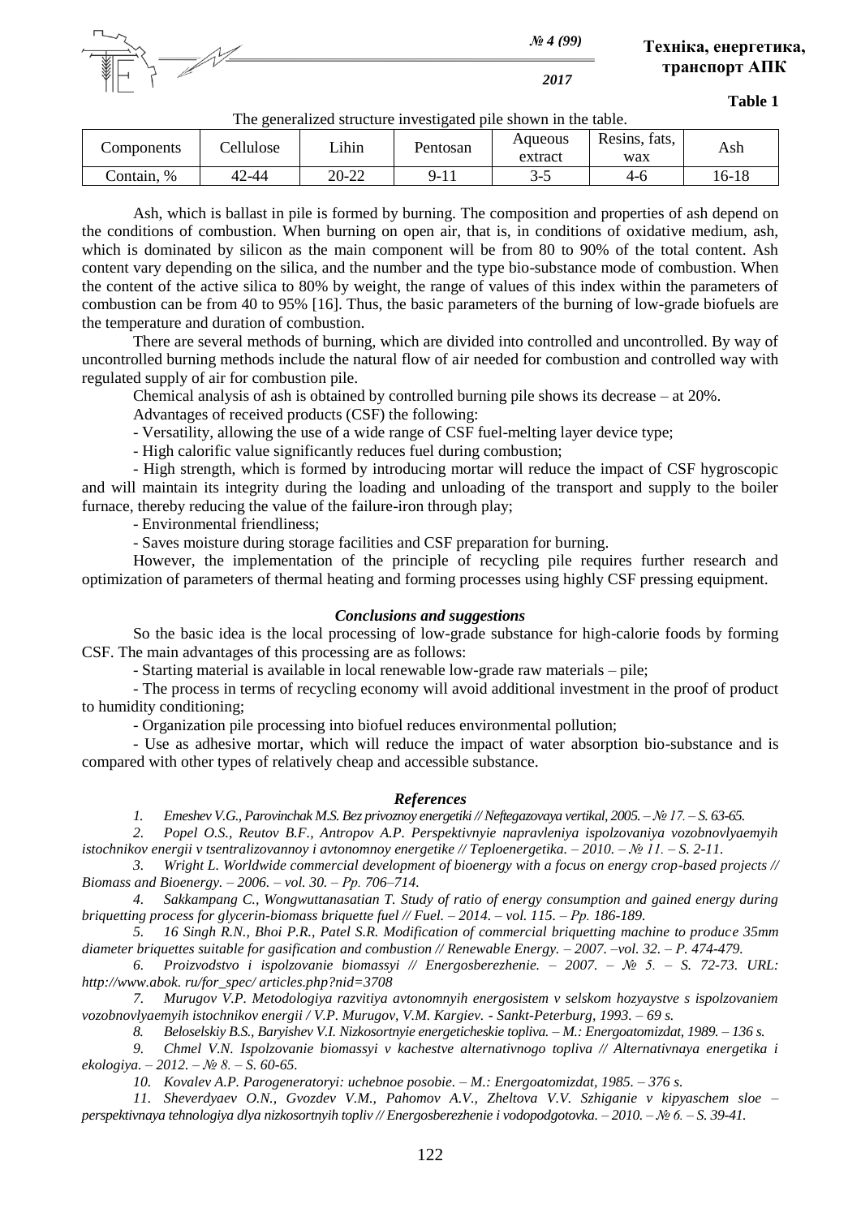**Table 1**

The generalized structure investigated pile shown in the table.

| Components | Cellulose | Lihin | Pentosan | Aqueous extract | Resins, fats, wax | Ash |
|---|---|---|---|---|---|---|
| Contain, % | 42-44 | 20-22 | 9-11 | 3-5 | 4-6 | 16-18 |

Ash, which is ballast in pile is formed by burning. The composition and properties of ash depend on the conditions of combustion. When burning on open air, that is, in conditions of oxidative medium, ash, which is dominated by silicon as the main component will be from 80 to 90% of the total content. Ash content vary depending on the silica, and the number and the type bio-substance mode of combustion. When the content of the active silica to 80% by weight, the range of values of this index within the parameters of combustion can be from 40 to 95% [16]. Thus, the basic parameters of the burning of low-grade biofuels are the temperature and duration of combustion.

There are several methods of burning, which are divided into controlled and uncontrolled. By way of uncontrolled burning methods include the natural flow of air needed for combustion and controlled way with regulated supply of air for combustion pile.

Chemical analysis of ash is obtained by controlled burning pile shows its decrease – at 20%.

Advantages of received products (CSF) the following:

- Versatility, allowing the use of a wide range of CSF fuel-melting layer device type;
- High calorific value significantly reduces fuel during combustion;
- High strength, which is formed by introducing mortar will reduce the impact of CSF hygroscopic and will maintain its integrity during the loading and unloading of the transport and supply to the boiler furnace, thereby reducing the value of the failure-iron through play;
- Environmental friendliness;
- Saves moisture during storage facilities and CSF preparation for burning.

However, the implementation of the principle of recycling pile requires further research and optimization of parameters of thermal heating and forming processes using highly CSF pressing equipment.

### *Conclusions and suggestions*

So the basic idea is the local processing of low-grade substance for high-calorie foods by forming CSF. The main advantages of this processing are as follows:

- Starting material is available in local renewable low-grade raw materials – pile;
- The process in terms of recycling economy will avoid additional investment in the proof of product to humidity conditioning;
- Organization pile processing into biofuel reduces environmental pollution;
- Use as adhesive mortar, which will reduce the impact of water absorption bio-substance and is compared with other types of relatively cheap and accessible substance.

### *References*

*1. Emeshev V.G., Parovinchak M.S. Bez privoznoy energetiki // Neftegazovaya vertikal, 2005. – № 17. – S. 63-65.*

*2. Popel O.S., Reutov B.F., Antropov A.P. Perspektivnyie napravleniya ispolzovaniya vozobnovlyaemyih istochnikov energii v tsentralizovannoy i avtonomnoy energetike // Teploenergetika. – 2010. – № 11. – S. 2-11.*

*3. Wright L. Worldwide commercial development of bioenergy with a focus on energy crop-based projects // Biomass and Bioenergy. – 2006. – vol. 30. – Pp. 706–714.*

*4. Sakkampang C., Wongwuttanasatian T. Study of ratio of energy consumption and gained energy during briquetting process for glycerin-biomass briquette fuel // Fuel. – 2014. – vol. 115. – Pp. 186-189.*

*5. 16 Singh R.N., Bhoi P.R., Patel S.R. Modification of commercial briquetting machine to produce 35mm diameter briquettes suitable for gasification and combustion // Renewable Energy. – 2007. –vol. 32. – P. 474-479.*

*6. Proizvodstvo i ispolzovanie biomassyi // Energosberezhenie. – 2007. – № 5. – S. 72-73. URL: http://www.abok. ru/for_spec/ articles.php?nid=3708*

*7. Murugov V.P. Metodologiya razvitiya avtonomnyih energosistem v selskom hozyaystve s ispolzovaniem vozobnovlyaemyih istochnikov energii / V.P. Murugov, V.M. Kargiev. - Sankt-Peterburg, 1993. – 69 s.*

*8. Beloselskiy B.S., Baryishev V.I. Nizkosortnyie energeticheskie topliva. – M.: Energoatomizdat, 1989. – 136 s.*

*9. Chmel V.N. Ispolzovanie biomassyi v kachestve alternativnogo topliva // Alternativnaya energetika i ekologiya. – 2012. – № 8. – S. 60-65.*

*10. Kovalev A.P. Parogeneratoryi: uchebnoe posobie. – M.: Energoatomizdat, 1985. – 376 s.*

*11. Sheverdyaev O.N., Gvozdev V.M., Pahomov A.V., Zheltova V.V. Szhiganie v kipyaschem sloe – perspektivnaya tehnologiya dlya nizkosortnyih topliv // Energosberezhenie i vodopodgotovka. – 2010. – № 6. – S. 39-41.*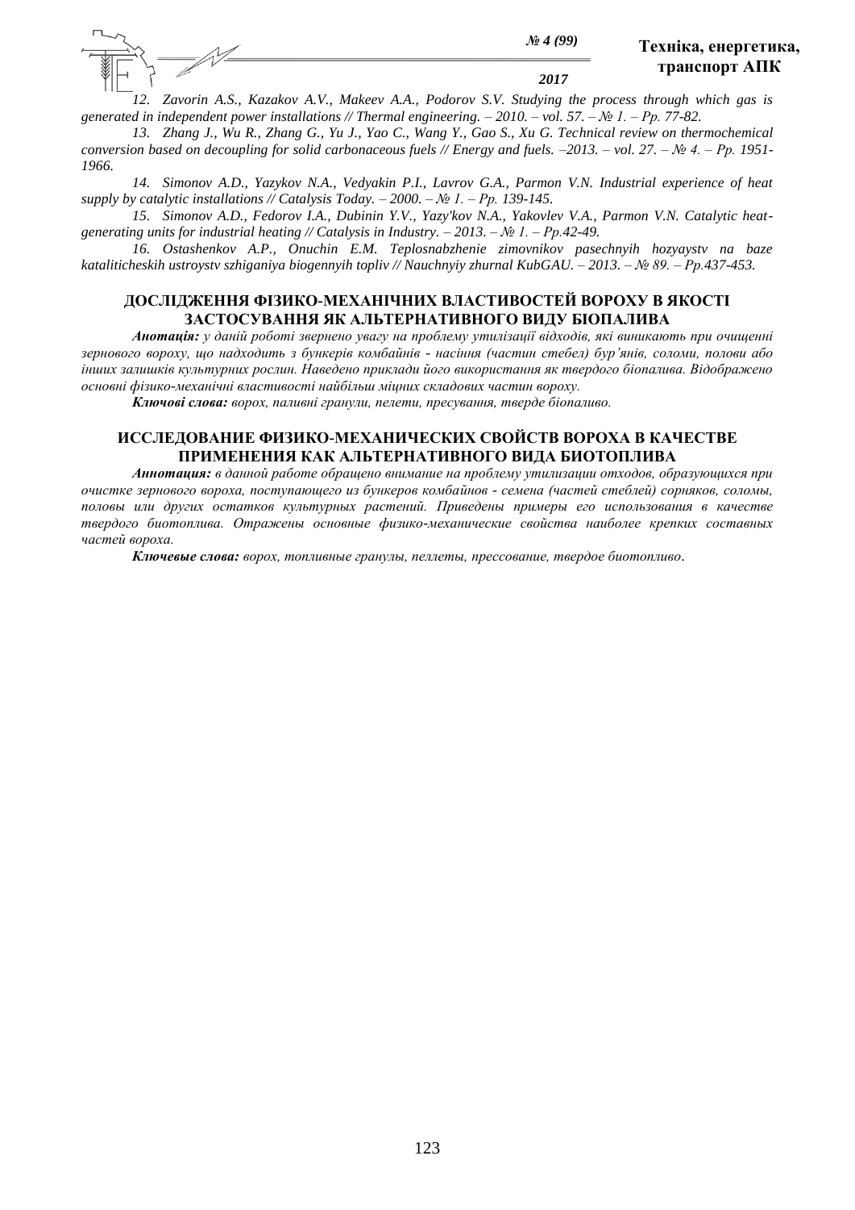*12. Zavorin A.S., Kazakov A.V., Makeev A.A., Podorov S.V. Studying the process through which gas is generated in independent power installations // Thermal engineering. – 2010. – vol. 57. – № 1. – Pp. 77-82.*

*13. Zhang J., Wu R., Zhang G., Yu J., Yao C., Wang Y., Gao S., Xu G. Technical review on thermochemical conversion based on decoupling for solid carbonaceous fuels // Energy and fuels. –2013. – vol. 27. – № 4. – Pp. 1951-1966.*

*14. Simonov A.D., Yazykov N.A., Vedyakin P.I., Lavrov G.A., Parmon V.N. Industrial experience of heat supply by catalytic installations // Catalysis Today. – 2000. – № 1. – Pp. 139-145.*

*15. Simonov A.D., Fedorov I.A., Dubinin Y.V., Yazy'kov N.A., Yakovlev V.A., Parmon V.N. Catalytic heat-generating units for industrial heating // Catalysis in Industry. – 2013. – № 1. – Pp.42-49.*

*16. Ostashenkov A.P., Onuchin E.M. Teplosnabzhenie zimovnikov pasechnyih hozyaystv na baze kataliticheskih ustroystv szhiganiya biogennyih topliv // Nauchnyiy zhurnal KubGAU. – 2013. – № 89. – Pp.437-453.*

## ДОСЛІДЖЕННЯ ФІЗИКО-МЕХАНІЧНИХ ВЛАСТИВОСТЕЙ ВОРОХУ В ЯКОСТІ ЗАСТОСУВАННЯ ЯК АЛЬТЕРНАТИВНОГО ВИДУ БІОПАЛИВА

***Анотація:*** *у даній роботі звернено увагу на проблему утилізації відходів, які виникають при очищенні зернового вороху, що надходить з бункерів комбайнів - насіння (частин стебел) бур'янів, соломи, полови або інших залишків культурних рослин. Наведено приклади його використання як твердого біопалива. Відображено основні фізико-механічні властивості найбільш міцних складових частин вороху.*

***Ключові слова:*** *ворох, паливні гранули, пелети, пресування, тверде біопаливо.*

## ИССЛЕДОВАНИЕ ФИЗИКО-МЕХАНИЧЕСКИХ СВОЙСТВ ВОРОХА В КАЧЕСТВЕ ПРИМЕНЕНИЯ КАК АЛЬТЕРНАТИВНОГО ВИДА БИОТОПЛИВА

***Аннотация:*** *в данной работе обращено внимание на проблему утилизации отходов, образующихся при очистке зернового вороха, поступающего из бункеров комбайнов - семена (частей стеблей) сорняков, соломы, половы или других остатков культурных растений. Приведены примеры его использования в качестве твердого биотоплива. Отражены основные физико-механические свойства наиболее крепких составных частей вороха.*

***Ключевые слова:*** *ворох, топливные гранулы, пеллеты, прессование, твердое биотопливо.*